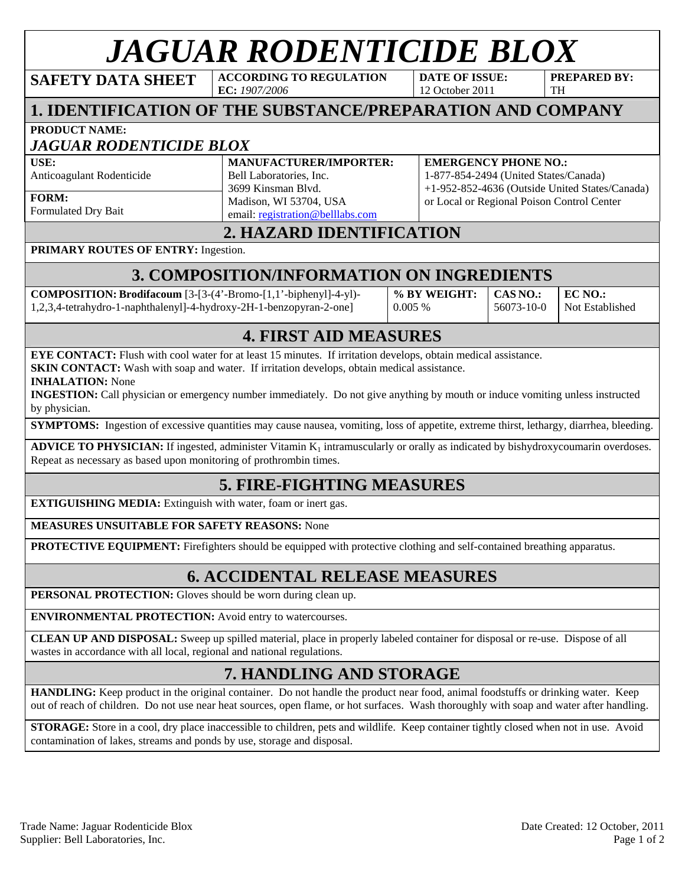# *JAGUAR RODENTICIDE BLOX*

| SAFETY DATA SHEET | ACCORDING TO REGULATION EC: *1907/2006* | DATE OF ISSUE: 12 October 2011 | PREPARED BY: TH |
|---|---|---|---|

## 1. IDENTIFICATION OF THE SUBSTANCE/PREPARATION AND COMPANY

**PRODUCT NAME:**
***JAGUAR RODENTICIDE BLOX***

| USE: | MANUFACTURER/IMPORTER: | EMERGENCY PHONE NO.: |
|---|---|---|
| Anticoagulant Rodenticide | Bell Laboratories, Inc.<br>3699 Kinsman Blvd.<br>Madison, WI 53704, USA<br>email: registration@belllabs.com | 1-877-854-2494 (United States/Canada)<br>+1-952-852-4636 (Outside United States/Canada)<br>or Local or Regional Poison Control Center |
| **FORM:**<br>Formulated Dry Bait | | |

## 2. HAZARD IDENTIFICATION

**PRIMARY ROUTES OF ENTRY:** Ingestion.

## 3. COMPOSITION/INFORMATION ON INGREDIENTS

| COMPOSITION: | % BY WEIGHT: | CAS NO.: | EC NO.: |
|---|---|---|---|
| **Brodifacoum** [3-[3-(4'-Bromo-[1,1'-biphenyl]-4-yl)-1,2,3,4-tetrahydro-1-naphthalenyl]-4-hydroxy-2H-1-benzopyran-2-one] | 0.005 % | 56073-10-0 | Not Established |

## 4. FIRST AID MEASURES

**EYE CONTACT:** Flush with cool water for at least 15 minutes. If irritation develops, obtain medical assistance.
**SKIN CONTACT:** Wash with soap and water. If irritation develops, obtain medical assistance.
**INHALATION:** None
**INGESTION:** Call physician or emergency number immediately. Do not give anything by mouth or induce vomiting unless instructed by physician.

**SYMPTOMS:** Ingestion of excessive quantities may cause nausea, vomiting, loss of appetite, extreme thirst, lethargy, diarrhea, bleeding.

**ADVICE TO PHYSICIAN:** If ingested, administer Vitamin $K_1$ intramuscularly or orally as indicated by bishydroxycoumarin overdoses. Repeat as necessary as based upon monitoring of prothrombin times.

## 5. FIRE-FIGHTING MEASURES

**EXTIGUISHING MEDIA:** Extinguish with water, foam or inert gas.

**MEASURES UNSUITABLE FOR SAFETY REASONS:** None

**PROTECTIVE EQUIPMENT:** Firefighters should be equipped with protective clothing and self-contained breathing apparatus.

## 6. ACCIDENTAL RELEASE MEASURES

**PERSONAL PROTECTION:** Gloves should be worn during clean up.

**ENVIRONMENTAL PROTECTION:** Avoid entry to watercourses.

**CLEAN UP AND DISPOSAL:** Sweep up spilled material, place in properly labeled container for disposal or re-use. Dispose of all wastes in accordance with all local, regional and national regulations.

## 7. HANDLING AND STORAGE

**HANDLING:** Keep product in the original container. Do not handle the product near food, animal foodstuffs or drinking water. Keep out of reach of children. Do not use near heat sources, open flame, or hot surfaces. Wash thoroughly with soap and water after handling.

**STORAGE:** Store in a cool, dry place inaccessible to children, pets and wildlife. Keep container tightly closed when not in use. Avoid contamination of lakes, streams and ponds by use, storage and disposal.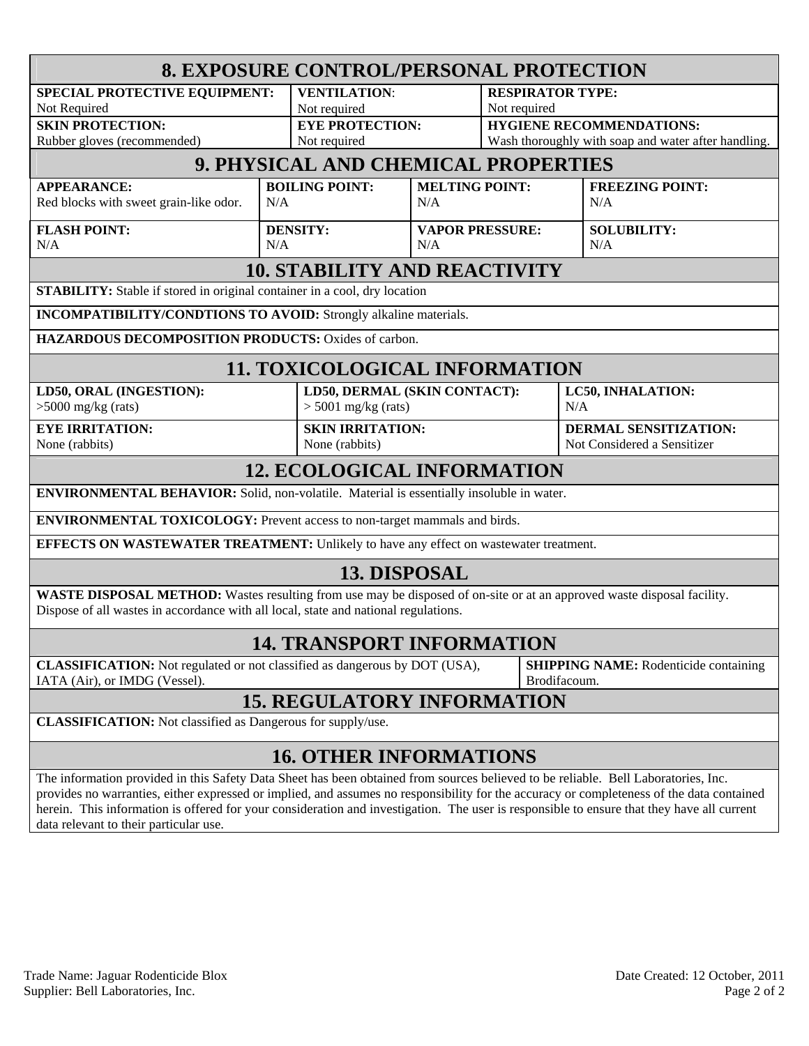## 8. EXPOSURE CONTROL/PERSONAL PROTECTION

| | | |
|---|---|---|
| **SPECIAL PROTECTIVE EQUIPMENT:** Not Required | **VENTILATION**: Not required | **RESPIRATOR TYPE:** Not required |
| **SKIN PROTECTION:** Rubber gloves (recommended) | **EYE PROTECTION:** Not required | **HYGIENE RECOMMENDATIONS:** Wash thoroughly with soap and water after handling. |

## 9. PHYSICAL AND CHEMICAL PROPERTIES

| | | | |
|---|---|---|---|
| **APPEARANCE:** Red blocks with sweet grain-like odor. | **BOILING POINT:** N/A | **MELTING POINT:** N/A | **FREEZING POINT:** N/A |
| **FLASH POINT:** N/A | **DENSITY:** N/A | **VAPOR PRESSURE:** N/A | **SOLUBILITY:** N/A |

## 10. STABILITY AND REACTIVITY

**STABILITY:** Stable if stored in original container in a cool, dry location

**INCOMPATIBILITY/CONDTIONS TO AVOID:** Strongly alkaline materials.

**HAZARDOUS DECOMPOSITION PRODUCTS:** Oxides of carbon.

## 11. TOXICOLOGICAL INFORMATION

| | | |
|---|---|---|
| **LD50, ORAL (INGESTION):** >5000 mg/kg (rats) | **LD50, DERMAL (SKIN CONTACT):** > 5001 mg/kg (rats) | **LC50, INHALATION:** N/A |
| **EYE IRRITATION:** None (rabbits) | **SKIN IRRITATION:** None (rabbits) | **DERMAL SENSITIZATION:** Not Considered a Sensitizer |

## 12. ECOLOGICAL INFORMATION

**ENVIRONMENTAL BEHAVIOR:** Solid, non-volatile. Material is essentially insoluble in water.

**ENVIRONMENTAL TOXICOLOGY:** Prevent access to non-target mammals and birds.

**EFFECTS ON WASTEWATER TREATMENT:** Unlikely to have any effect on wastewater treatment.

## 13. DISPOSAL

**WASTE DISPOSAL METHOD:** Wastes resulting from use may be disposed of on-site or at an approved waste disposal facility. Dispose of all wastes in accordance with all local, state and national regulations.

## 14. TRANSPORT INFORMATION

| | |
|---|---|
| **CLASSIFICATION:** Not regulated or not classified as dangerous by DOT (USA), IATA (Air), or IMDG (Vessel). | **SHIPPING NAME:** Rodenticide containing Brodifacoum. |

## 15. REGULATORY INFORMATION

**CLASSIFICATION:** Not classified as Dangerous for supply/use.

## 16. OTHER INFORMATIONS

The information provided in this Safety Data Sheet has been obtained from sources believed to be reliable. Bell Laboratories, Inc. provides no warranties, either expressed or implied, and assumes no responsibility for the accuracy or completeness of the data contained herein. This information is offered for your consideration and investigation. The user is responsible to ensure that they have all current data relevant to their particular use.

Trade Name: Jaguar Rodenticide Blox
Supplier: Bell Laboratories, Inc.

Date Created: 12 October, 2011